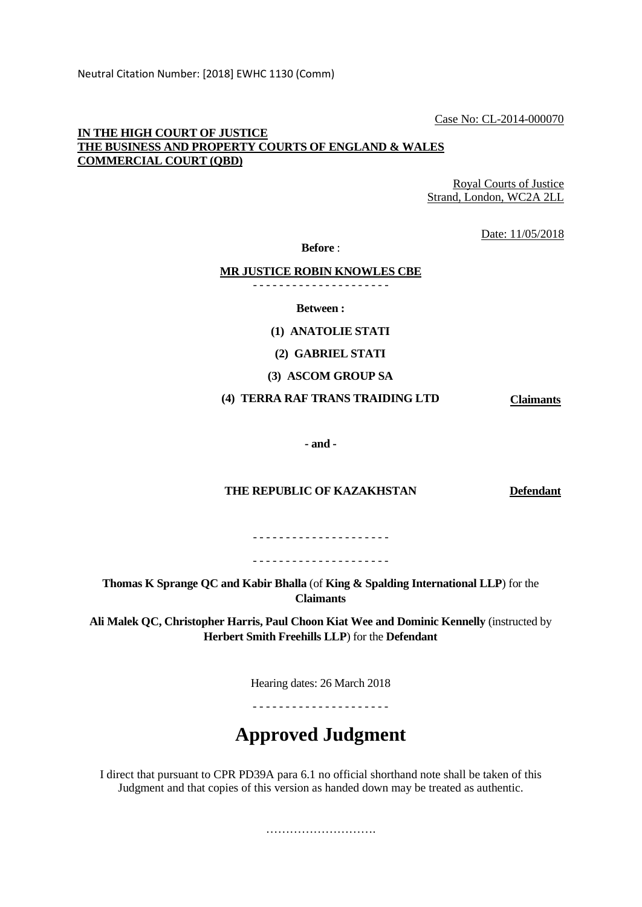Neutral Citation Number: [2018] EWHC 1130 (Comm)

Case No: CL-2014-000070

**IN THE HIGH COURT OF JUSTICE**
**THE BUSINESS AND PROPERTY COURTS OF ENGLAND & WALES**
**COMMERCIAL COURT (QBD)**

Royal Courts of Justice
Strand, London, WC2A 2LL

Date: 11/05/2018

**Before** :

**MR JUSTICE ROBIN KNOWLES CBE**

- - - - - - - - - - - - - - - - - - - - -

**Between :**

**(1) ANATOLIE STATI**

**(2) GABRIEL STATI**

**(3) ASCOM GROUP SA**

**(4) TERRA RAF TRANS TRAIDING LTD** — **Claimants**

**- and -**

**THE REPUBLIC OF KAZAKHSTAN** — **Defendant**

- - - - - - - - - - - - - - - - - - - - -

- - - - - - - - - - - - - - - - - - - - -

**Thomas K Sprange QC and Kabir Bhalla** (of **King & Spalding International LLP**) for the **Claimants**

**Ali Malek QC, Christopher Harris, Paul Choon Kiat Wee and Dominic Kennelly** (instructed by **Herbert Smith Freehills LLP**) for the **Defendant**

Hearing dates: 26 March 2018

- - - - - - - - - - - - - - - - - - - - -

# Approved Judgment

I direct that pursuant to CPR PD39A para 6.1 no official shorthand note shall be taken of this Judgment and that copies of this version as handed down may be treated as authentic.

……………………….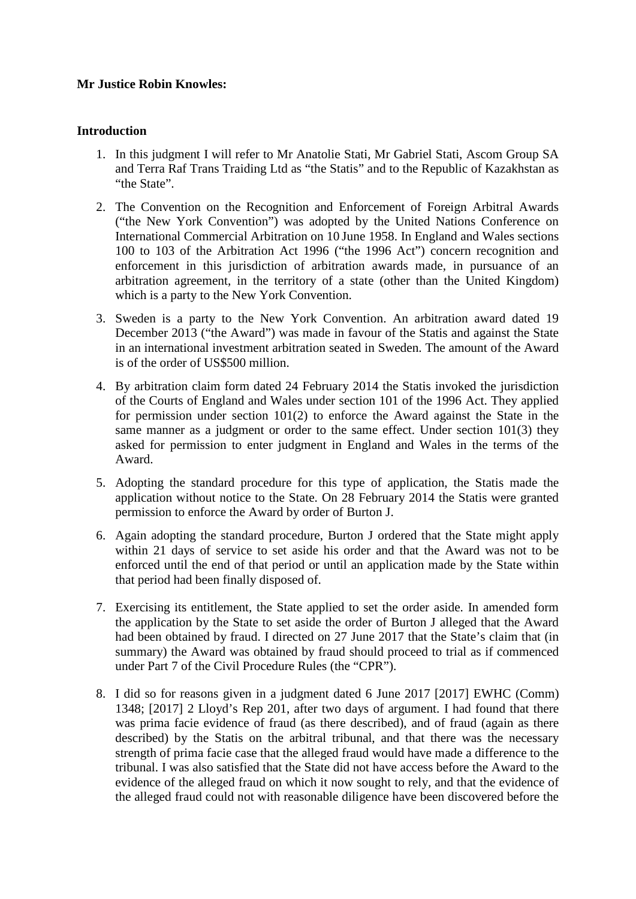**Mr Justice Robin Knowles:**

**Introduction**

1. In this judgment I will refer to Mr Anatolie Stati, Mr Gabriel Stati, Ascom Group SA and Terra Raf Trans Traiding Ltd as "the Statis" and to the Republic of Kazakhstan as "the State".

2. The Convention on the Recognition and Enforcement of Foreign Arbitral Awards ("the New York Convention") was adopted by the United Nations Conference on International Commercial Arbitration on 10 June 1958. In England and Wales sections 100 to 103 of the Arbitration Act 1996 ("the 1996 Act") concern recognition and enforcement in this jurisdiction of arbitration awards made, in pursuance of an arbitration agreement, in the territory of a state (other than the United Kingdom) which is a party to the New York Convention.

3. Sweden is a party to the New York Convention. An arbitration award dated 19 December 2013 ("the Award") was made in favour of the Statis and against the State in an international investment arbitration seated in Sweden. The amount of the Award is of the order of US$500 million.

4. By arbitration claim form dated 24 February 2014 the Statis invoked the jurisdiction of the Courts of England and Wales under section 101 of the 1996 Act. They applied for permission under section 101(2) to enforce the Award against the State in the same manner as a judgment or order to the same effect. Under section 101(3) they asked for permission to enter judgment in England and Wales in the terms of the Award.

5. Adopting the standard procedure for this type of application, the Statis made the application without notice to the State. On 28 February 2014 the Statis were granted permission to enforce the Award by order of Burton J.

6. Again adopting the standard procedure, Burton J ordered that the State might apply within 21 days of service to set aside his order and that the Award was not to be enforced until the end of that period or until an application made by the State within that period had been finally disposed of.

7. Exercising its entitlement, the State applied to set the order aside. In amended form the application by the State to set aside the order of Burton J alleged that the Award had been obtained by fraud. I directed on 27 June 2017 that the State's claim that (in summary) the Award was obtained by fraud should proceed to trial as if commenced under Part 7 of the Civil Procedure Rules (the "CPR").

8. I did so for reasons given in a judgment dated 6 June 2017 [2017] EWHC (Comm) 1348; [2017] 2 Lloyd's Rep 201, after two days of argument. I had found that there was prima facie evidence of fraud (as there described), and of fraud (again as there described) by the Statis on the arbitral tribunal, and that there was the necessary strength of prima facie case that the alleged fraud would have made a difference to the tribunal. I was also satisfied that the State did not have access before the Award to the evidence of the alleged fraud on which it now sought to rely, and that the evidence of the alleged fraud could not with reasonable diligence have been discovered before the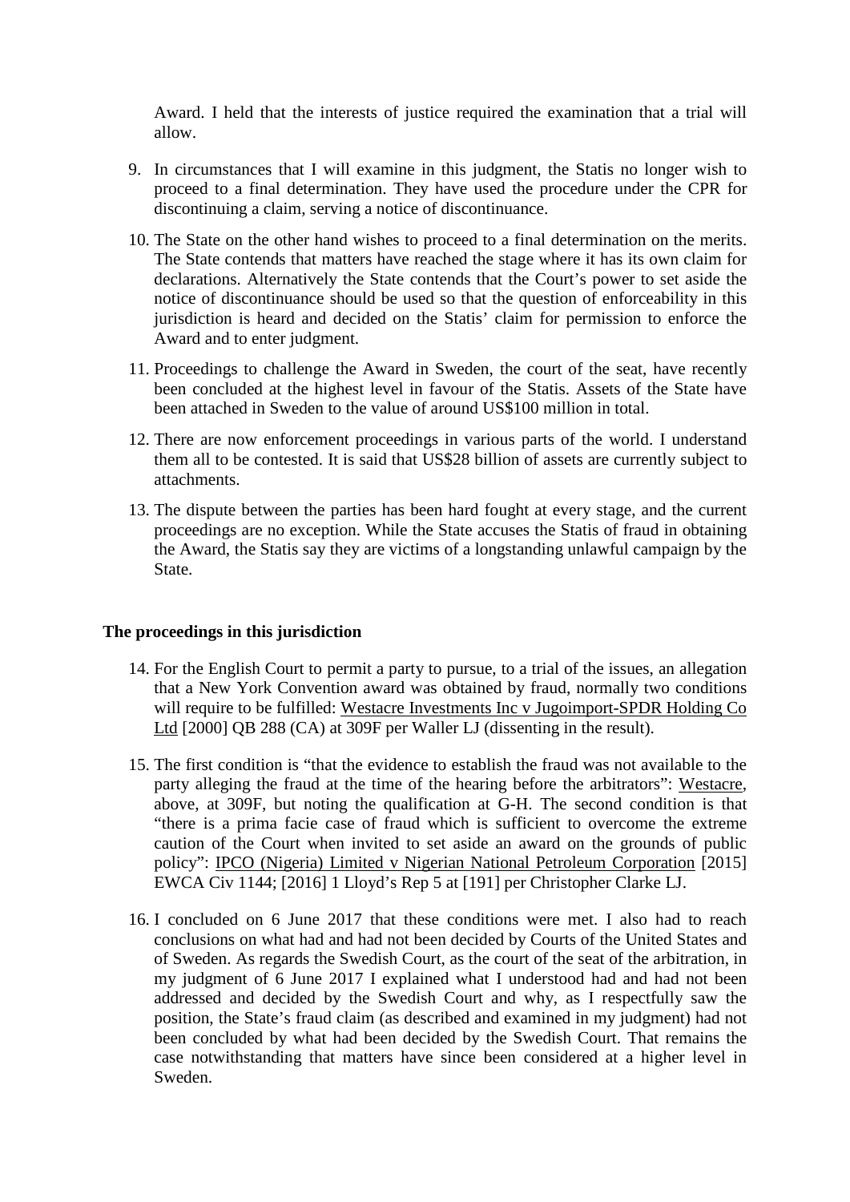Award. I held that the interests of justice required the examination that a trial will allow.

9. In circumstances that I will examine in this judgment, the Statis no longer wish to proceed to a final determination. They have used the procedure under the CPR for discontinuing a claim, serving a notice of discontinuance.

10. The State on the other hand wishes to proceed to a final determination on the merits. The State contends that matters have reached the stage where it has its own claim for declarations. Alternatively the State contends that the Court's power to set aside the notice of discontinuance should be used so that the question of enforceability in this jurisdiction is heard and decided on the Statis' claim for permission to enforce the Award and to enter judgment.

11. Proceedings to challenge the Award in Sweden, the court of the seat, have recently been concluded at the highest level in favour of the Statis. Assets of the State have been attached in Sweden to the value of around US$100 million in total.

12. There are now enforcement proceedings in various parts of the world. I understand them all to be contested. It is said that US$28 billion of assets are currently subject to attachments.

13. The dispute between the parties has been hard fought at every stage, and the current proceedings are no exception. While the State accuses the Statis of fraud in obtaining the Award, the Statis say they are victims of a longstanding unlawful campaign by the State.

**The proceedings in this jurisdiction**

14. For the English Court to permit a party to pursue, to a trial of the issues, an allegation that a New York Convention award was obtained by fraud, normally two conditions will require to be fulfilled: Westacre Investments Inc v Jugoimport-SPDR Holding Co Ltd [2000] QB 288 (CA) at 309F per Waller LJ (dissenting in the result).

15. The first condition is "that the evidence to establish the fraud was not available to the party alleging the fraud at the time of the hearing before the arbitrators": Westacre, above, at 309F, but noting the qualification at G-H. The second condition is that "there is a prima facie case of fraud which is sufficient to overcome the extreme caution of the Court when invited to set aside an award on the grounds of public policy": IPCO (Nigeria) Limited v Nigerian National Petroleum Corporation [2015] EWCA Civ 1144; [2016] 1 Lloyd's Rep 5 at [191] per Christopher Clarke LJ.

16. I concluded on 6 June 2017 that these conditions were met. I also had to reach conclusions on what had and had not been decided by Courts of the United States and of Sweden. As regards the Swedish Court, as the court of the seat of the arbitration, in my judgment of 6 June 2017 I explained what I understood had and had not been addressed and decided by the Swedish Court and why, as I respectfully saw the position, the State's fraud claim (as described and examined in my judgment) had not been concluded by what had been decided by the Swedish Court. That remains the case notwithstanding that matters have since been considered at a higher level in Sweden.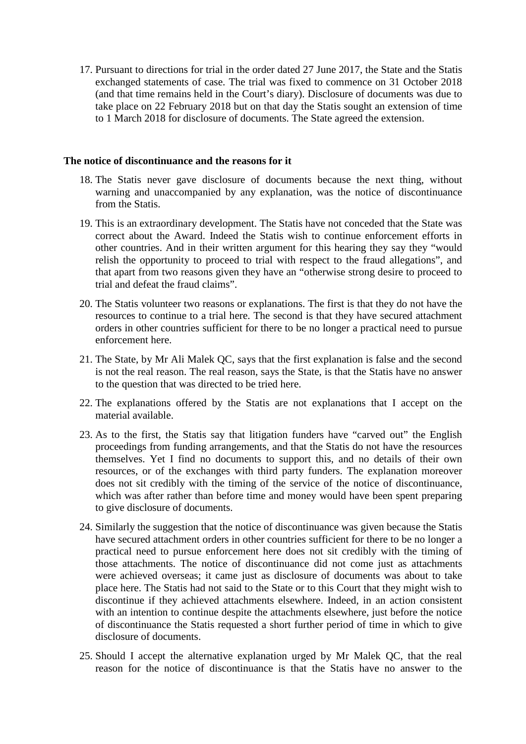17. Pursuant to directions for trial in the order dated 27 June 2017, the State and the Statis exchanged statements of case. The trial was fixed to commence on 31 October 2018 (and that time remains held in the Court's diary). Disclosure of documents was due to take place on 22 February 2018 but on that day the Statis sought an extension of time to 1 March 2018 for disclosure of documents. The State agreed the extension.

**The notice of discontinuance and the reasons for it**

18. The Statis never gave disclosure of documents because the next thing, without warning and unaccompanied by any explanation, was the notice of discontinuance from the Statis.

19. This is an extraordinary development. The Statis have not conceded that the State was correct about the Award. Indeed the Statis wish to continue enforcement efforts in other countries. And in their written argument for this hearing they say they "would relish the opportunity to proceed to trial with respect to the fraud allegations", and that apart from two reasons given they have an "otherwise strong desire to proceed to trial and defeat the fraud claims".

20. The Statis volunteer two reasons or explanations. The first is that they do not have the resources to continue to a trial here. The second is that they have secured attachment orders in other countries sufficient for there to be no longer a practical need to pursue enforcement here.

21. The State, by Mr Ali Malek QC, says that the first explanation is false and the second is not the real reason. The real reason, says the State, is that the Statis have no answer to the question that was directed to be tried here.

22. The explanations offered by the Statis are not explanations that I accept on the material available.

23. As to the first, the Statis say that litigation funders have "carved out" the English proceedings from funding arrangements, and that the Statis do not have the resources themselves. Yet I find no documents to support this, and no details of their own resources, or of the exchanges with third party funders. The explanation moreover does not sit credibly with the timing of the service of the notice of discontinuance, which was after rather than before time and money would have been spent preparing to give disclosure of documents.

24. Similarly the suggestion that the notice of discontinuance was given because the Statis have secured attachment orders in other countries sufficient for there to be no longer a practical need to pursue enforcement here does not sit credibly with the timing of those attachments. The notice of discontinuance did not come just as attachments were achieved overseas; it came just as disclosure of documents was about to take place here. The Statis had not said to the State or to this Court that they might wish to discontinue if they achieved attachments elsewhere. Indeed, in an action consistent with an intention to continue despite the attachments elsewhere, just before the notice of discontinuance the Statis requested a short further period of time in which to give disclosure of documents.

25. Should I accept the alternative explanation urged by Mr Malek QC, that the real reason for the notice of discontinuance is that the Statis have no answer to the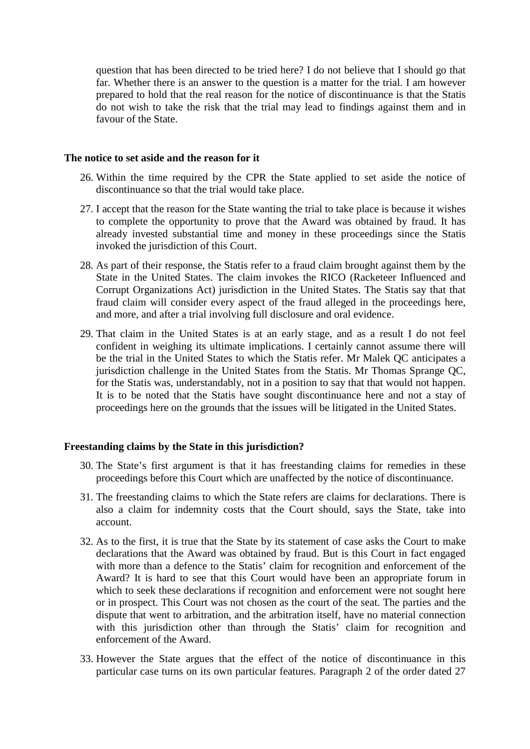question that has been directed to be tried here? I do not believe that I should go that far. Whether there is an answer to the question is a matter for the trial. I am however prepared to hold that the real reason for the notice of discontinuance is that the Statis do not wish to take the risk that the trial may lead to findings against them and in favour of the State.

**The notice to set aside and the reason for it**

26. Within the time required by the CPR the State applied to set aside the notice of discontinuance so that the trial would take place.

27. I accept that the reason for the State wanting the trial to take place is because it wishes to complete the opportunity to prove that the Award was obtained by fraud. It has already invested substantial time and money in these proceedings since the Statis invoked the jurisdiction of this Court.

28. As part of their response, the Statis refer to a fraud claim brought against them by the State in the United States. The claim invokes the RICO (Racketeer Influenced and Corrupt Organizations Act) jurisdiction in the United States. The Statis say that that fraud claim will consider every aspect of the fraud alleged in the proceedings here, and more, and after a trial involving full disclosure and oral evidence.

29. That claim in the United States is at an early stage, and as a result I do not feel confident in weighing its ultimate implications. I certainly cannot assume there will be the trial in the United States to which the Statis refer. Mr Malek QC anticipates a jurisdiction challenge in the United States from the Statis. Mr Thomas Sprange QC, for the Statis was, understandably, not in a position to say that that would not happen. It is to be noted that the Statis have sought discontinuance here and not a stay of proceedings here on the grounds that the issues will be litigated in the United States.

**Freestanding claims by the State in this jurisdiction?**

30. The State's first argument is that it has freestanding claims for remedies in these proceedings before this Court which are unaffected by the notice of discontinuance.

31. The freestanding claims to which the State refers are claims for declarations. There is also a claim for indemnity costs that the Court should, says the State, take into account.

32. As to the first, it is true that the State by its statement of case asks the Court to make declarations that the Award was obtained by fraud. But is this Court in fact engaged with more than a defence to the Statis' claim for recognition and enforcement of the Award? It is hard to see that this Court would have been an appropriate forum in which to seek these declarations if recognition and enforcement were not sought here or in prospect. This Court was not chosen as the court of the seat. The parties and the dispute that went to arbitration, and the arbitration itself, have no material connection with this jurisdiction other than through the Statis' claim for recognition and enforcement of the Award.

33. However the State argues that the effect of the notice of discontinuance in this particular case turns on its own particular features. Paragraph 2 of the order dated 27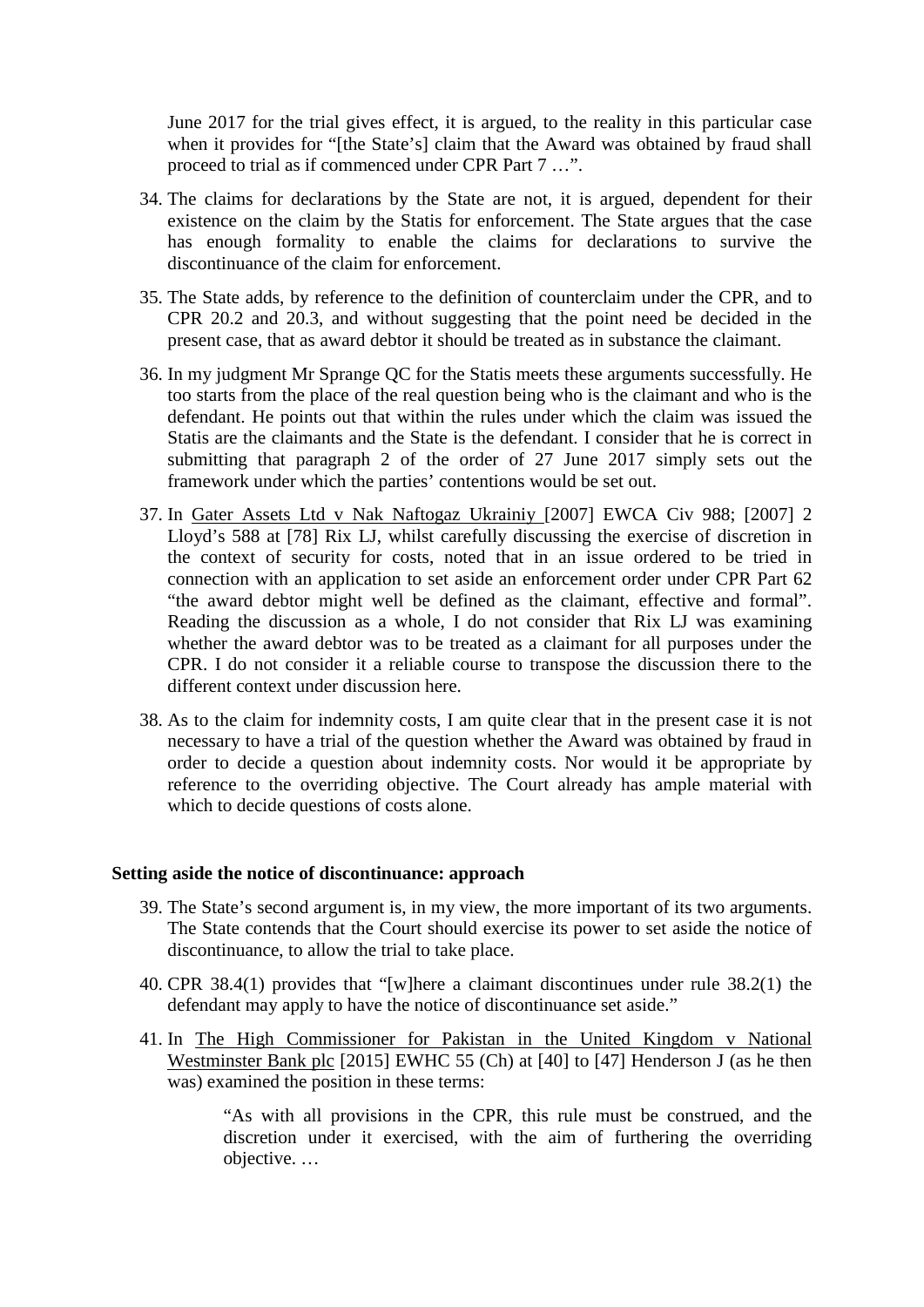June 2017 for the trial gives effect, it is argued, to the reality in this particular case when it provides for "[the State's] claim that the Award was obtained by fraud shall proceed to trial as if commenced under CPR Part 7 …".

34. The claims for declarations by the State are not, it is argued, dependent for their existence on the claim by the Statis for enforcement. The State argues that the case has enough formality to enable the claims for declarations to survive the discontinuance of the claim for enforcement.

35. The State adds, by reference to the definition of counterclaim under the CPR, and to CPR 20.2 and 20.3, and without suggesting that the point need be decided in the present case, that as award debtor it should be treated as in substance the claimant.

36. In my judgment Mr Sprange QC for the Statis meets these arguments successfully. He too starts from the place of the real question being who is the claimant and who is the defendant. He points out that within the rules under which the claim was issued the Statis are the claimants and the State is the defendant. I consider that he is correct in submitting that paragraph 2 of the order of 27 June 2017 simply sets out the framework under which the parties' contentions would be set out.

37. In Gater Assets Ltd v Nak Naftogaz Ukrainiy [2007] EWCA Civ 988; [2007] 2 Lloyd's 588 at [78] Rix LJ, whilst carefully discussing the exercise of discretion in the context of security for costs, noted that in an issue ordered to be tried in connection with an application to set aside an enforcement order under CPR Part 62 "the award debtor might well be defined as the claimant, effective and formal". Reading the discussion as a whole, I do not consider that Rix LJ was examining whether the award debtor was to be treated as a claimant for all purposes under the CPR. I do not consider it a reliable course to transpose the discussion there to the different context under discussion here.

38. As to the claim for indemnity costs, I am quite clear that in the present case it is not necessary to have a trial of the question whether the Award was obtained by fraud in order to decide a question about indemnity costs. Nor would it be appropriate by reference to the overriding objective. The Court already has ample material with which to decide questions of costs alone.

**Setting aside the notice of discontinuance: approach**

39. The State's second argument is, in my view, the more important of its two arguments. The State contends that the Court should exercise its power to set aside the notice of discontinuance, to allow the trial to take place.

40. CPR 38.4(1) provides that "[w]here a claimant discontinues under rule 38.2(1) the defendant may apply to have the notice of discontinuance set aside."

41. In The High Commissioner for Pakistan in the United Kingdom v National Westminster Bank plc [2015] EWHC 55 (Ch) at [40] to [47] Henderson J (as he then was) examined the position in these terms:

> "As with all provisions in the CPR, this rule must be construed, and the discretion under it exercised, with the aim of furthering the overriding objective. …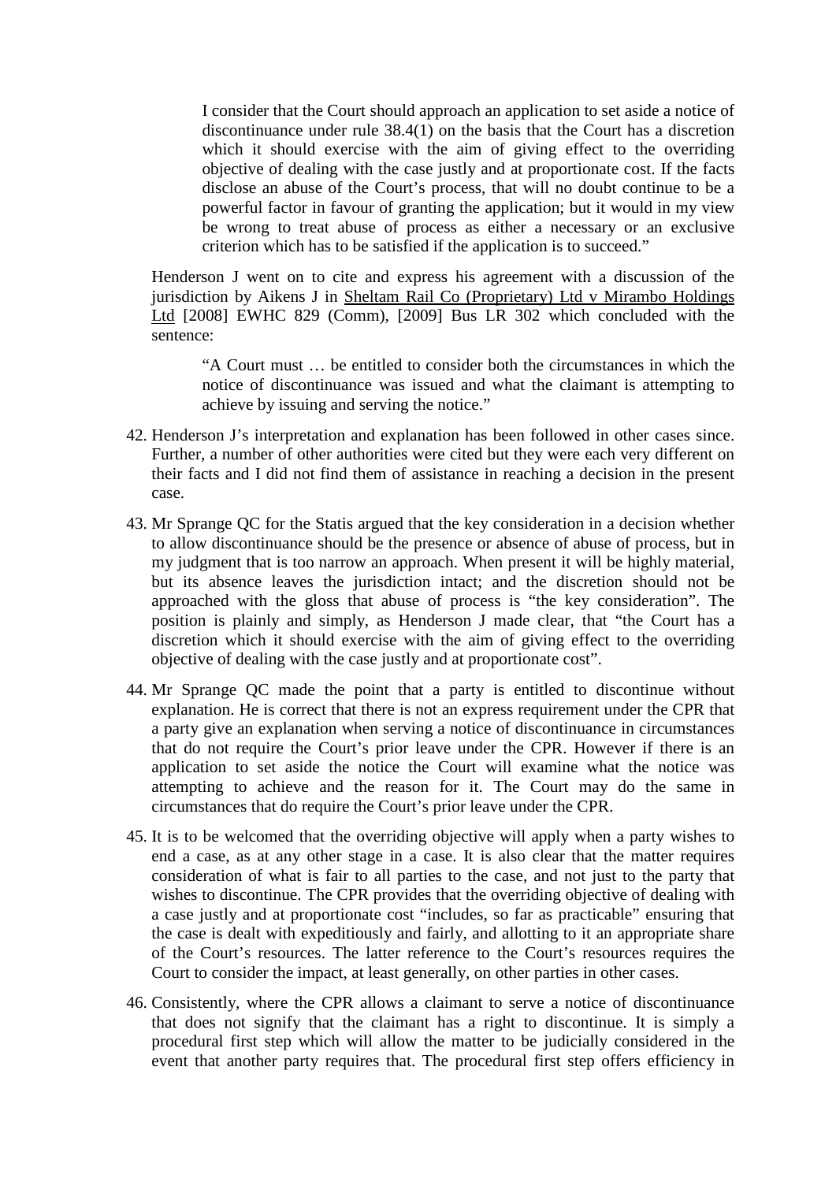> I consider that the Court should approach an application to set aside a notice of discontinuance under rule 38.4(1) on the basis that the Court has a discretion which it should exercise with the aim of giving effect to the overriding objective of dealing with the case justly and at proportionate cost. If the facts disclose an abuse of the Court's process, that will no doubt continue to be a powerful factor in favour of granting the application; but it would in my view be wrong to treat abuse of process as either a necessary or an exclusive criterion which has to be satisfied if the application is to succeed."

Henderson J went on to cite and express his agreement with a discussion of the jurisdiction by Aikens J in Sheltam Rail Co (Proprietary) Ltd v Mirambo Holdings Ltd [2008] EWHC 829 (Comm), [2009] Bus LR 302 which concluded with the sentence:

> "A Court must … be entitled to consider both the circumstances in which the notice of discontinuance was issued and what the claimant is attempting to achieve by issuing and serving the notice."

42. Henderson J's interpretation and explanation has been followed in other cases since. Further, a number of other authorities were cited but they were each very different on their facts and I did not find them of assistance in reaching a decision in the present case.

43. Mr Sprange QC for the Statis argued that the key consideration in a decision whether to allow discontinuance should be the presence or absence of abuse of process, but in my judgment that is too narrow an approach. When present it will be highly material, but its absence leaves the jurisdiction intact; and the discretion should not be approached with the gloss that abuse of process is "the key consideration". The position is plainly and simply, as Henderson J made clear, that "the Court has a discretion which it should exercise with the aim of giving effect to the overriding objective of dealing with the case justly and at proportionate cost".

44. Mr Sprange QC made the point that a party is entitled to discontinue without explanation. He is correct that there is not an express requirement under the CPR that a party give an explanation when serving a notice of discontinuance in circumstances that do not require the Court's prior leave under the CPR. However if there is an application to set aside the notice the Court will examine what the notice was attempting to achieve and the reason for it. The Court may do the same in circumstances that do require the Court's prior leave under the CPR.

45. It is to be welcomed that the overriding objective will apply when a party wishes to end a case, as at any other stage in a case. It is also clear that the matter requires consideration of what is fair to all parties to the case, and not just to the party that wishes to discontinue. The CPR provides that the overriding objective of dealing with a case justly and at proportionate cost "includes, so far as practicable" ensuring that the case is dealt with expeditiously and fairly, and allotting to it an appropriate share of the Court's resources. The latter reference to the Court's resources requires the Court to consider the impact, at least generally, on other parties in other cases.

46. Consistently, where the CPR allows a claimant to serve a notice of discontinuance that does not signify that the claimant has a right to discontinue. It is simply a procedural first step which will allow the matter to be judicially considered in the event that another party requires that. The procedural first step offers efficiency in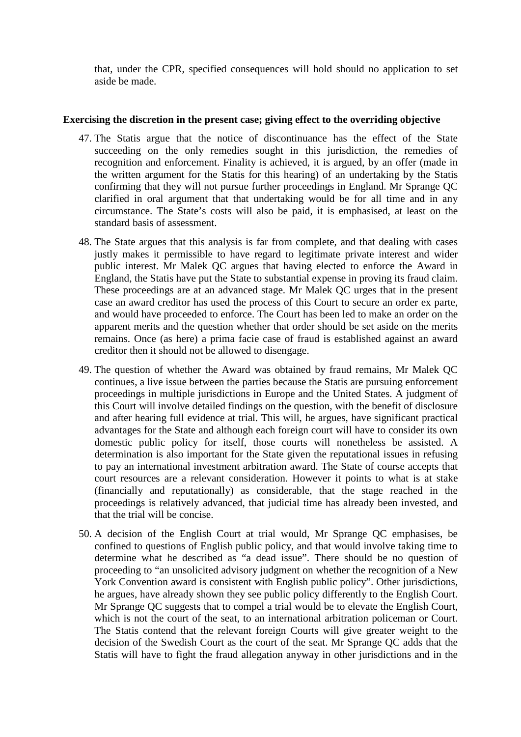that, under the CPR, specified consequences will hold should no application to set aside be made.

**Exercising the discretion in the present case; giving effect to the overriding objective**

47. The Statis argue that the notice of discontinuance has the effect of the State succeeding on the only remedies sought in this jurisdiction, the remedies of recognition and enforcement. Finality is achieved, it is argued, by an offer (made in the written argument for the Statis for this hearing) of an undertaking by the Statis confirming that they will not pursue further proceedings in England. Mr Sprange QC clarified in oral argument that that undertaking would be for all time and in any circumstance. The State's costs will also be paid, it is emphasised, at least on the standard basis of assessment.

48. The State argues that this analysis is far from complete, and that dealing with cases justly makes it permissible to have regard to legitimate private interest and wider public interest. Mr Malek QC argues that having elected to enforce the Award in England, the Statis have put the State to substantial expense in proving its fraud claim. These proceedings are at an advanced stage. Mr Malek QC urges that in the present case an award creditor has used the process of this Court to secure an order ex parte, and would have proceeded to enforce. The Court has been led to make an order on the apparent merits and the question whether that order should be set aside on the merits remains. Once (as here) a prima facie case of fraud is established against an award creditor then it should not be allowed to disengage.

49. The question of whether the Award was obtained by fraud remains, Mr Malek QC continues, a live issue between the parties because the Statis are pursuing enforcement proceedings in multiple jurisdictions in Europe and the United States. A judgment of this Court will involve detailed findings on the question, with the benefit of disclosure and after hearing full evidence at trial. This will, he argues, have significant practical advantages for the State and although each foreign court will have to consider its own domestic public policy for itself, those courts will nonetheless be assisted. A determination is also important for the State given the reputational issues in refusing to pay an international investment arbitration award. The State of course accepts that court resources are a relevant consideration. However it points to what is at stake (financially and reputationally) as considerable, that the stage reached in the proceedings is relatively advanced, that judicial time has already been invested, and that the trial will be concise.

50. A decision of the English Court at trial would, Mr Sprange QC emphasises, be confined to questions of English public policy, and that would involve taking time to determine what he described as "a dead issue". There should be no question of proceeding to "an unsolicited advisory judgment on whether the recognition of a New York Convention award is consistent with English public policy". Other jurisdictions, he argues, have already shown they see public policy differently to the English Court. Mr Sprange QC suggests that to compel a trial would be to elevate the English Court, which is not the court of the seat, to an international arbitration policeman or Court. The Statis contend that the relevant foreign Courts will give greater weight to the decision of the Swedish Court as the court of the seat. Mr Sprange QC adds that the Statis will have to fight the fraud allegation anyway in other jurisdictions and in the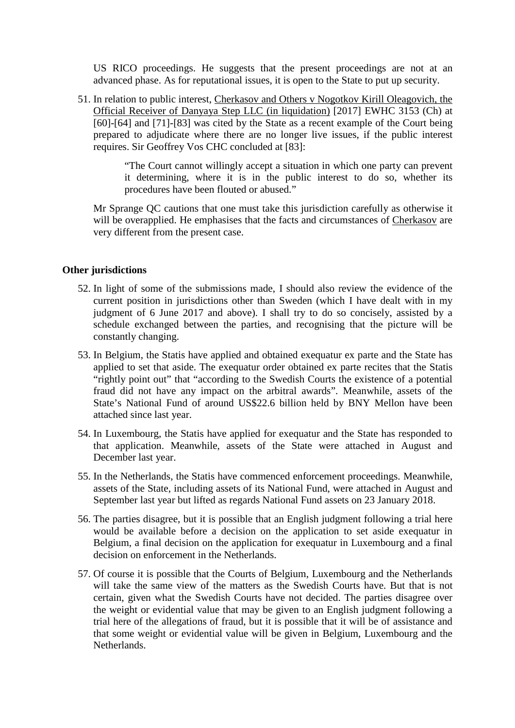US RICO proceedings. He suggests that the present proceedings are not at an advanced phase. As for reputational issues, it is open to the State to put up security.

51. In relation to public interest, Cherkasov and Others v Nogotkov Kirill Oleagovich, the Official Receiver of Danyaya Step LLC (in liquidation) [2017] EWHC 3153 (Ch) at [60]-[64] and [71]-[83] was cited by the State as a recent example of the Court being prepared to adjudicate where there are no longer live issues, if the public interest requires. Sir Geoffrey Vos CHC concluded at [83]:

> "The Court cannot willingly accept a situation in which one party can prevent it determining, where it is in the public interest to do so, whether its procedures have been flouted or abused."

Mr Sprange QC cautions that one must take this jurisdiction carefully as otherwise it will be overapplied. He emphasises that the facts and circumstances of Cherkasov are very different from the present case.

**Other jurisdictions**

52. In light of some of the submissions made, I should also review the evidence of the current position in jurisdictions other than Sweden (which I have dealt with in my judgment of 6 June 2017 and above). I shall try to do so concisely, assisted by a schedule exchanged between the parties, and recognising that the picture will be constantly changing.

53. In Belgium, the Statis have applied and obtained exequatur ex parte and the State has applied to set that aside. The exequatur order obtained ex parte recites that the Statis "rightly point out" that "according to the Swedish Courts the existence of a potential fraud did not have any impact on the arbitral awards". Meanwhile, assets of the State's National Fund of around US$22.6 billion held by BNY Mellon have been attached since last year.

54. In Luxembourg, the Statis have applied for exequatur and the State has responded to that application. Meanwhile, assets of the State were attached in August and December last year.

55. In the Netherlands, the Statis have commenced enforcement proceedings. Meanwhile, assets of the State, including assets of its National Fund, were attached in August and September last year but lifted as regards National Fund assets on 23 January 2018.

56. The parties disagree, but it is possible that an English judgment following a trial here would be available before a decision on the application to set aside exequatur in Belgium, a final decision on the application for exequatur in Luxembourg and a final decision on enforcement in the Netherlands.

57. Of course it is possible that the Courts of Belgium, Luxembourg and the Netherlands will take the same view of the matters as the Swedish Courts have. But that is not certain, given what the Swedish Courts have not decided. The parties disagree over the weight or evidential value that may be given to an English judgment following a trial here of the allegations of fraud, but it is possible that it will be of assistance and that some weight or evidential value will be given in Belgium, Luxembourg and the Netherlands.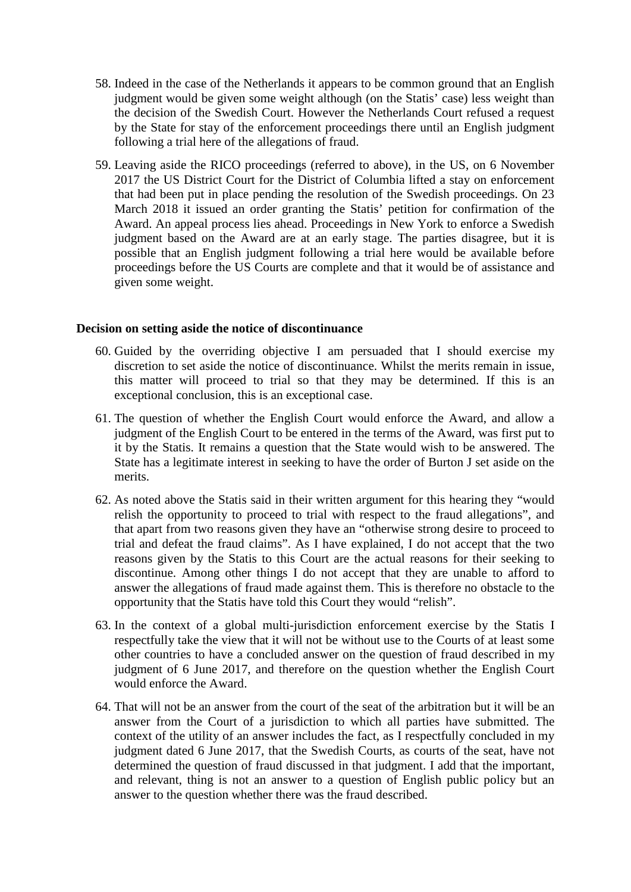58. Indeed in the case of the Netherlands it appears to be common ground that an English judgment would be given some weight although (on the Statis' case) less weight than the decision of the Swedish Court. However the Netherlands Court refused a request by the State for stay of the enforcement proceedings there until an English judgment following a trial here of the allegations of fraud.

59. Leaving aside the RICO proceedings (referred to above), in the US, on 6 November 2017 the US District Court for the District of Columbia lifted a stay on enforcement that had been put in place pending the resolution of the Swedish proceedings. On 23 March 2018 it issued an order granting the Statis' petition for confirmation of the Award. An appeal process lies ahead. Proceedings in New York to enforce a Swedish judgment based on the Award are at an early stage. The parties disagree, but it is possible that an English judgment following a trial here would be available before proceedings before the US Courts are complete and that it would be of assistance and given some weight.

**Decision on setting aside the notice of discontinuance**

60. Guided by the overriding objective I am persuaded that I should exercise my discretion to set aside the notice of discontinuance. Whilst the merits remain in issue, this matter will proceed to trial so that they may be determined. If this is an exceptional conclusion, this is an exceptional case.

61. The question of whether the English Court would enforce the Award, and allow a judgment of the English Court to be entered in the terms of the Award, was first put to it by the Statis. It remains a question that the State would wish to be answered. The State has a legitimate interest in seeking to have the order of Burton J set aside on the merits.

62. As noted above the Statis said in their written argument for this hearing they "would relish the opportunity to proceed to trial with respect to the fraud allegations", and that apart from two reasons given they have an "otherwise strong desire to proceed to trial and defeat the fraud claims". As I have explained, I do not accept that the two reasons given by the Statis to this Court are the actual reasons for their seeking to discontinue. Among other things I do not accept that they are unable to afford to answer the allegations of fraud made against them. This is therefore no obstacle to the opportunity that the Statis have told this Court they would "relish".

63. In the context of a global multi-jurisdiction enforcement exercise by the Statis I respectfully take the view that it will not be without use to the Courts of at least some other countries to have a concluded answer on the question of fraud described in my judgment of 6 June 2017, and therefore on the question whether the English Court would enforce the Award.

64. That will not be an answer from the court of the seat of the arbitration but it will be an answer from the Court of a jurisdiction to which all parties have submitted. The context of the utility of an answer includes the fact, as I respectfully concluded in my judgment dated 6 June 2017, that the Swedish Courts, as courts of the seat, have not determined the question of fraud discussed in that judgment. I add that the important, and relevant, thing is not an answer to a question of English public policy but an answer to the question whether there was the fraud described.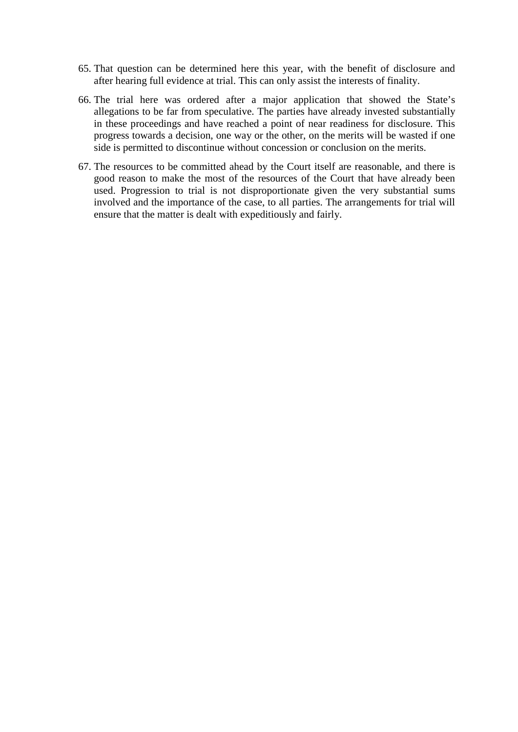65. That question can be determined here this year, with the benefit of disclosure and after hearing full evidence at trial. This can only assist the interests of finality.

66. The trial here was ordered after a major application that showed the State's allegations to be far from speculative. The parties have already invested substantially in these proceedings and have reached a point of near readiness for disclosure. This progress towards a decision, one way or the other, on the merits will be wasted if one side is permitted to discontinue without concession or conclusion on the merits.

67. The resources to be committed ahead by the Court itself are reasonable, and there is good reason to make the most of the resources of the Court that have already been used. Progression to trial is not disproportionate given the very substantial sums involved and the importance of the case, to all parties. The arrangements for trial will ensure that the matter is dealt with expeditiously and fairly.